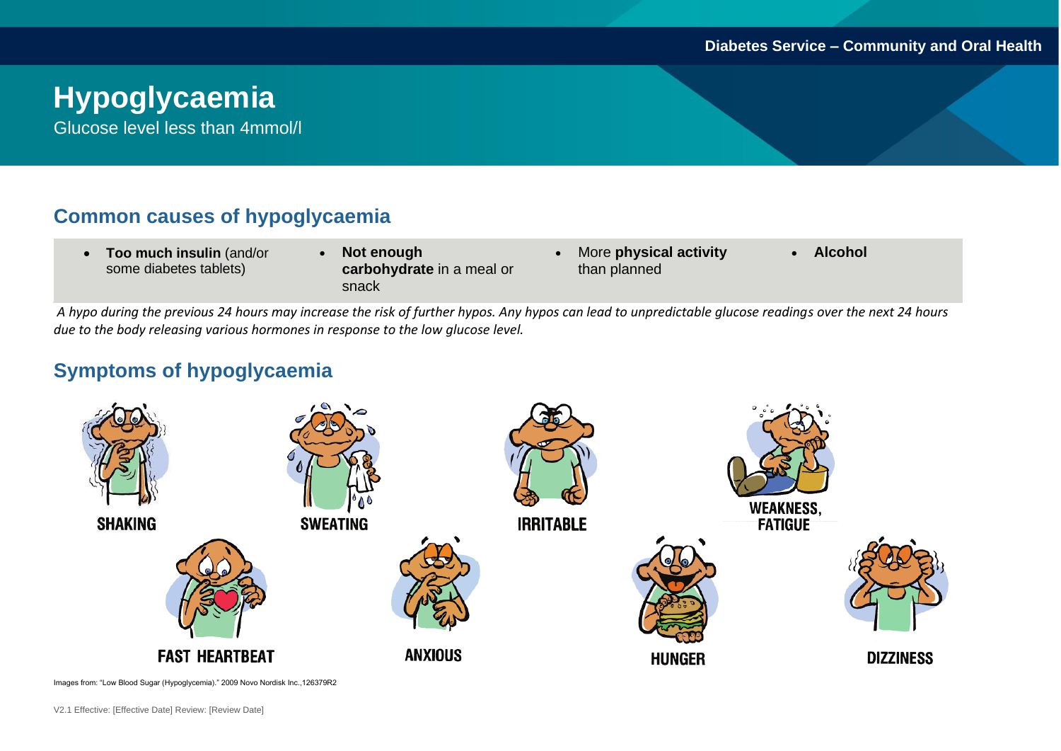# Hypoglycaemia

Glucose level less than 4mmol/l

## Common causes of hypoglycaemia

- **Too much insulin** (and/or some diabetes tablets)
- **Not enough carbohydrate** in a meal or snack
- More **physical activity** than planned
- **Alcohol**

*A hypo during the previous 24 hours may increase the risk of further hypos. Any hypos can lead to unpredictable glucose readings over the next 24 hours due to the body releasing various hormones in response to the low glucose level.*

## Symptoms of hypoglycaemia

SHAKING

SWEATING

IRRITABLE

WEAKNESS, FATIGUE

FAST HEARTBEAT

ANXIOUS

HUNGER

DIZZINESS

Images from: "Low Blood Sugar (Hypoglycemia)." 2009 Novo Nordisk Inc.,126379R2

V2.1 Effective: [Effective Date] Review: [Review Date]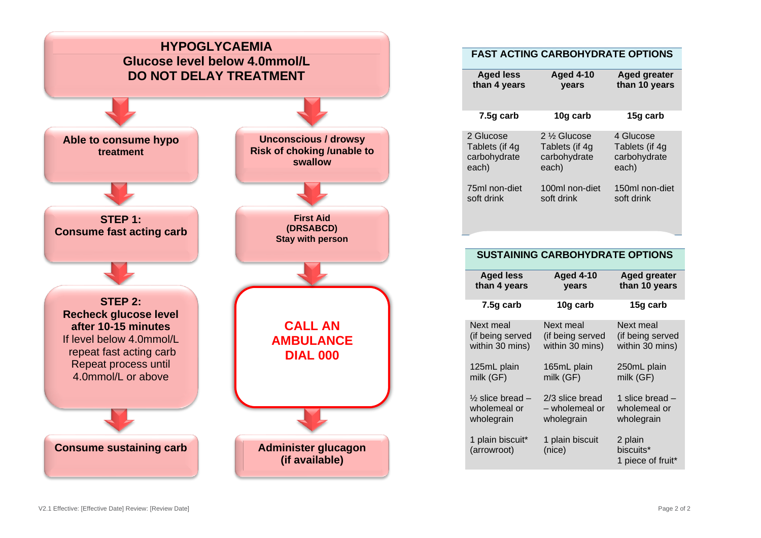# HYPOGLYCAEMIA
## Glucose level below 4.0mmol/L
## DO NOT DELAY TREATMENT

**Able to consume hypo treatment**

**STEP 1:**
**Consume fast acting carb**

**STEP 2:**
**Recheck glucose level after 10-15 minutes**
If level below 4.0mmol/L repeat fast acting carb
Repeat process until 4.0mmol/L or above

**Consume sustaining carb**

**Unconscious / drowsy**
**Risk of choking /unable to swallow**

**First Aid (DRSABCD)**
**Stay with person**

**CALL AN AMBULANCE**
**DIAL 000**

**Administer glucagon (if available)**

## FAST ACTING CARBOHYDRATE OPTIONS

| Aged less than 4 years | Aged 4-10 years | Aged greater than 10 years |
|---|---|---|
| **7.5g carb** | **10g carb** | **15g carb** |
| 2 Glucose Tablets (if 4g carbohydrate each) | 2 ½ Glucose Tablets (if 4g carbohydrate each) | 4 Glucose Tablets (if 4g carbohydrate each) |
| 75ml non-diet soft drink | 100ml non-diet soft drink | 150ml non-diet soft drink |

## SUSTAINING CARBOHYDRATE OPTIONS

| Aged less than 4 years | Aged 4-10 years | Aged greater than 10 years |
|---|---|---|
| **7.5g carb** | **10g carb** | **15g carb** |
| Next meal (if being served within 30 mins) | Next meal (if being served within 30 mins) | Next meal (if being served within 30 mins) |
| 125mL plain milk (GF) | 165mL plain milk (GF) | 250mL plain milk (GF) |
| ½ slice bread – wholemeal or wholegrain | 2/3 slice bread – wholemeal or wholegrain | 1 slice bread – wholemeal or wholegrain |
| 1 plain biscuit* (arrowroot) | 1 plain biscuit (nice) | 2 plain biscuits* 1 piece of fruit* |

V2.1 Effective: [Effective Date] Review: [Review Date]